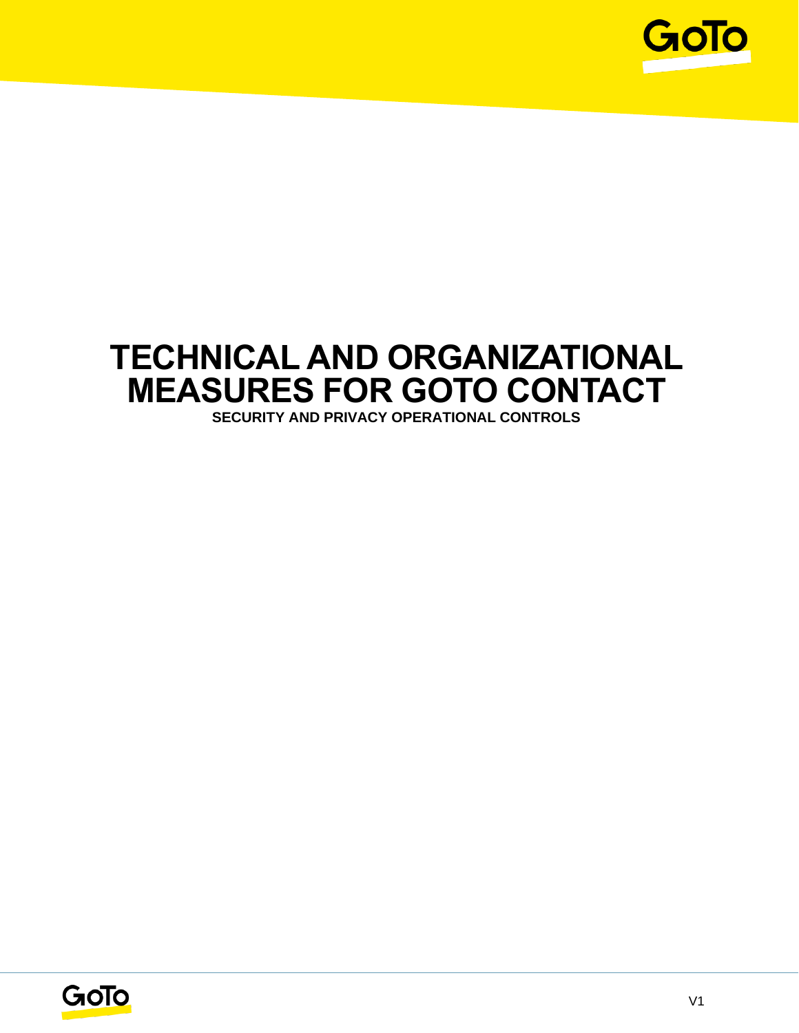# TECHNICAL AND ORGANIZATIONAL MEASURES FOR GOTO CONTACT

**SECURITY AND PRIVACY OPERATIONAL CONTROLS**

V1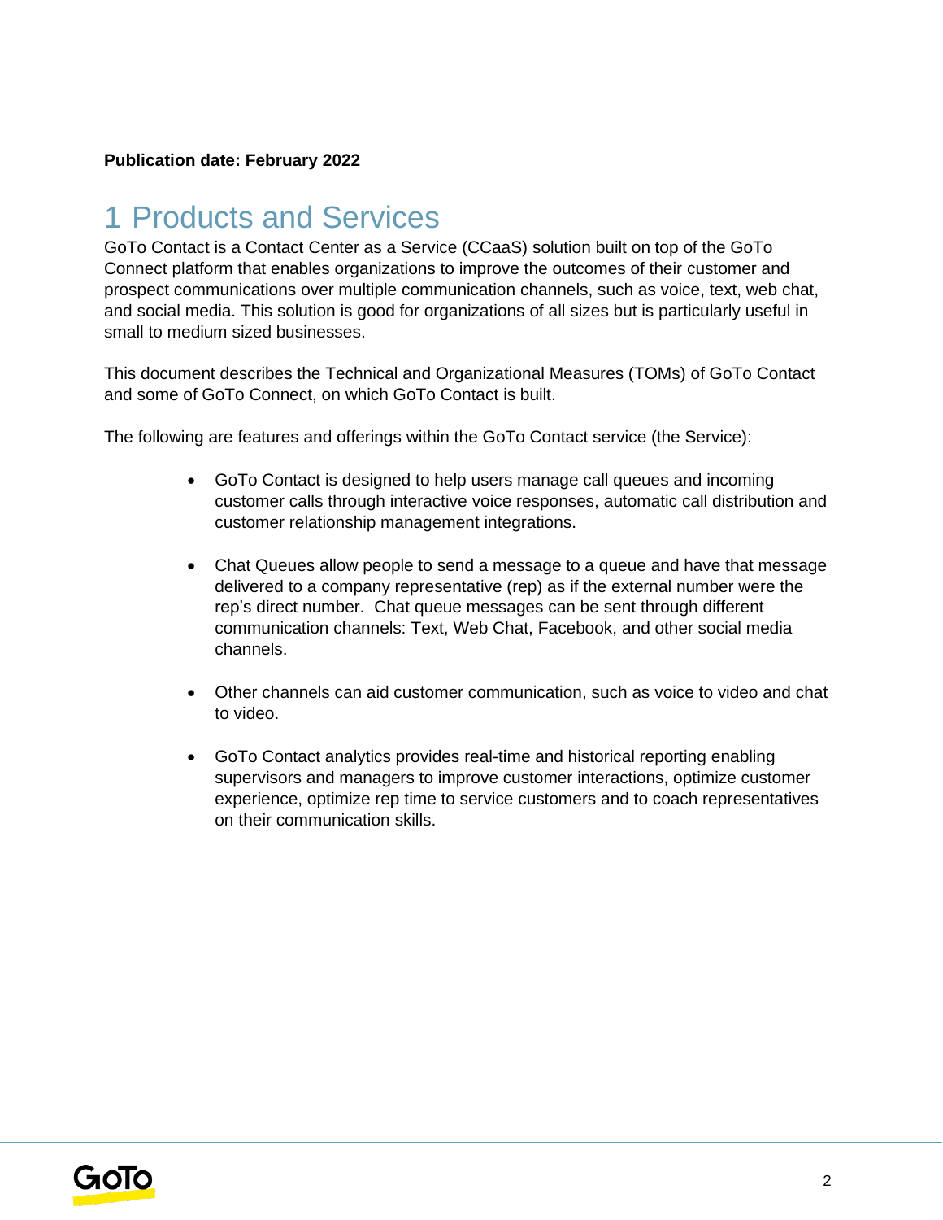**Publication date: February 2022**

# 1 Products and Services

GoTo Contact is a Contact Center as a Service (CCaaS) solution built on top of the GoTo Connect platform that enables organizations to improve the outcomes of their customer and prospect communications over multiple communication channels, such as voice, text, web chat, and social media. This solution is good for organizations of all sizes but is particularly useful in small to medium sized businesses.

This document describes the Technical and Organizational Measures (TOMs) of GoTo Contact and some of GoTo Connect, on which GoTo Contact is built.

The following are features and offerings within the GoTo Contact service (the Service):

- GoTo Contact is designed to help users manage call queues and incoming customer calls through interactive voice responses, automatic call distribution and customer relationship management integrations.

- Chat Queues allow people to send a message to a queue and have that message delivered to a company representative (rep) as if the external number were the rep's direct number. Chat queue messages can be sent through different communication channels: Text, Web Chat, Facebook, and other social media channels.

- Other channels can aid customer communication, such as voice to video and chat to video.

- GoTo Contact analytics provides real-time and historical reporting enabling supervisors and managers to improve customer interactions, optimize customer experience, optimize rep time to service customers and to coach representatives on their communication skills.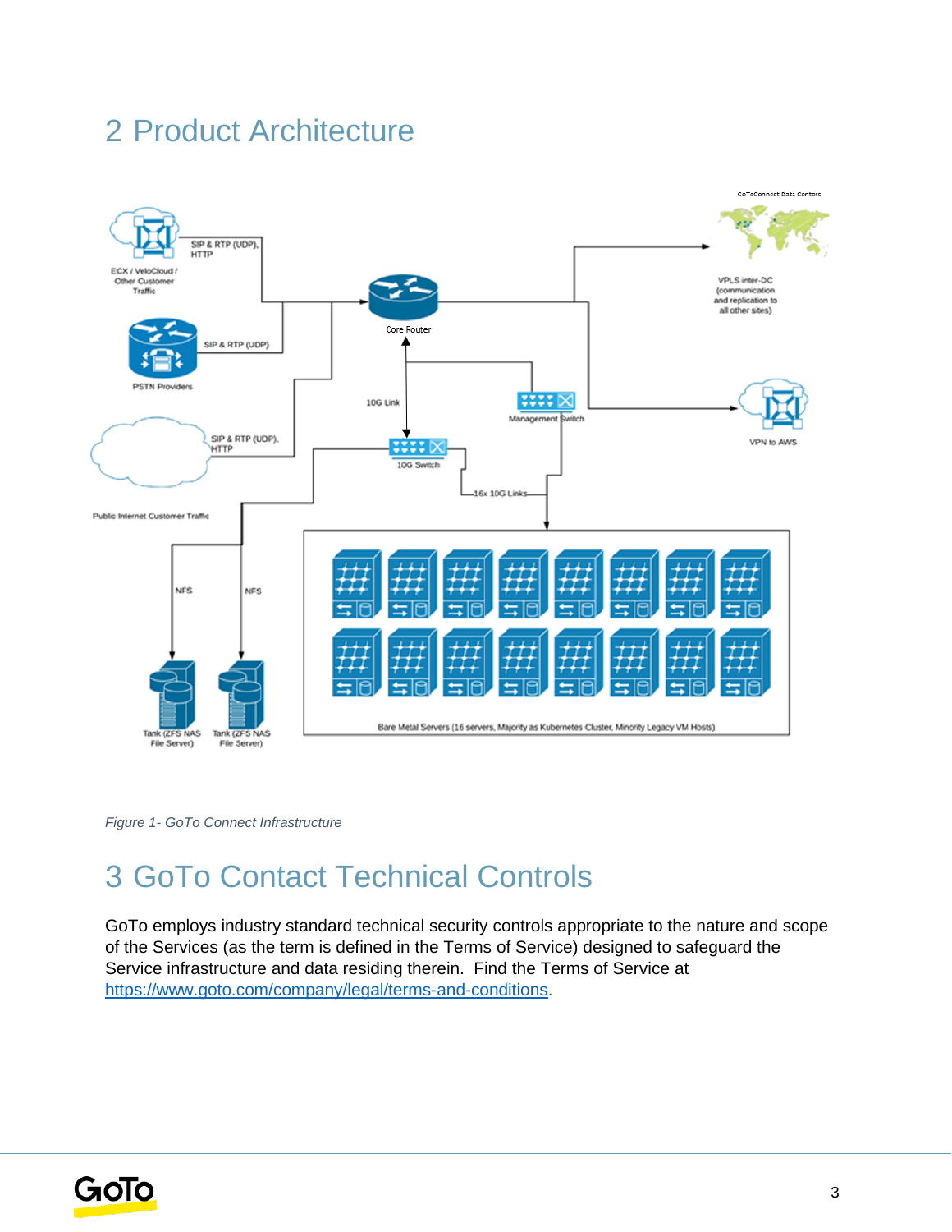# 2 Product Architecture

*Figure 1- GoTo Connect Infrastructure*

# 3 GoTo Contact Technical Controls

GoTo employs industry standard technical security controls appropriate to the nature and scope of the Services (as the term is defined in the Terms of Service) designed to safeguard the Service infrastructure and data residing therein. Find the Terms of Service at https://www.goto.com/company/legal/terms-and-conditions.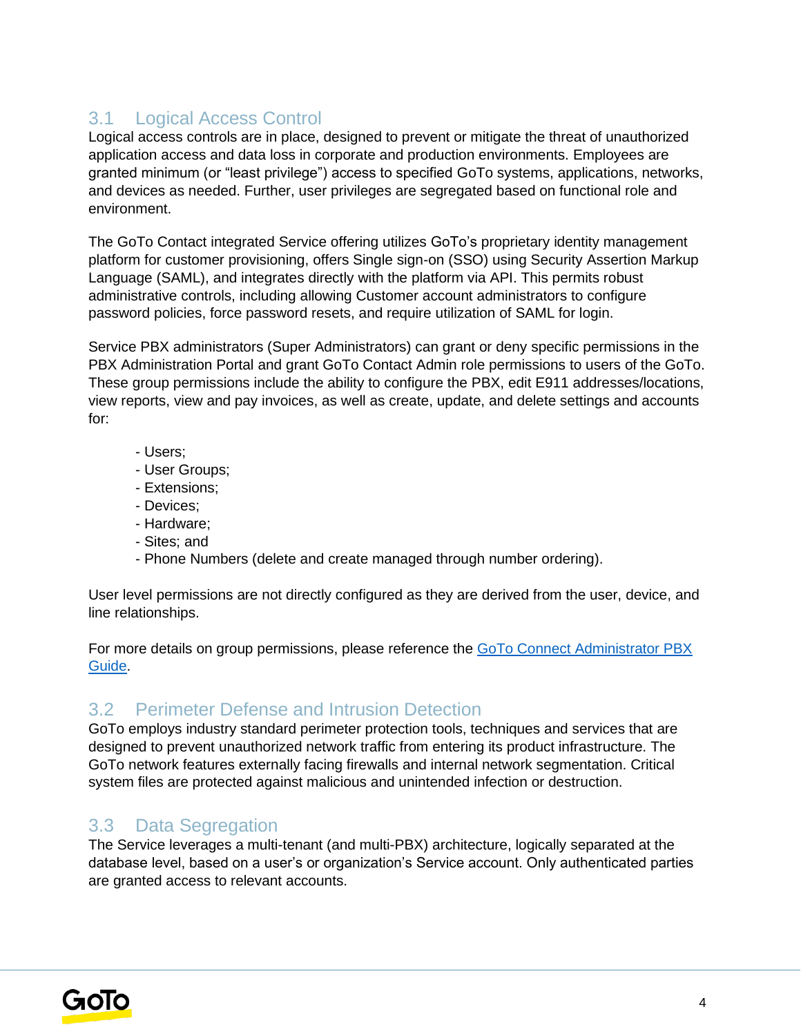## 3.1 Logical Access Control

Logical access controls are in place, designed to prevent or mitigate the threat of unauthorized application access and data loss in corporate and production environments. Employees are granted minimum (or "least privilege") access to specified GoTo systems, applications, networks, and devices as needed. Further, user privileges are segregated based on functional role and environment.

The GoTo Contact integrated Service offering utilizes GoTo's proprietary identity management platform for customer provisioning, offers Single sign-on (SSO) using Security Assertion Markup Language (SAML), and integrates directly with the platform via API. This permits robust administrative controls, including allowing Customer account administrators to configure password policies, force password resets, and require utilization of SAML for login.

Service PBX administrators (Super Administrators) can grant or deny specific permissions in the PBX Administration Portal and grant GoTo Contact Admin role permissions to users of the GoTo. These group permissions include the ability to configure the PBX, edit E911 addresses/locations, view reports, view and pay invoices, as well as create, update, and delete settings and accounts for:

- Users;
- User Groups;
- Extensions;
- Devices;
- Hardware;
- Sites; and
- Phone Numbers (delete and create managed through number ordering).

User level permissions are not directly configured as they are derived from the user, device, and line relationships.

For more details on group permissions, please reference the [GoTo Connect Administrator PBX Guide](GoTo Connect Administrator PBX Guide).

## 3.2 Perimeter Defense and Intrusion Detection

GoTo employs industry standard perimeter protection tools, techniques and services that are designed to prevent unauthorized network traffic from entering its product infrastructure. The GoTo network features externally facing firewalls and internal network segmentation. Critical system files are protected against malicious and unintended infection or destruction.

## 3.3 Data Segregation

The Service leverages a multi-tenant (and multi-PBX) architecture, logically separated at the database level, based on a user's or organization's Service account. Only authenticated parties are granted access to relevant accounts.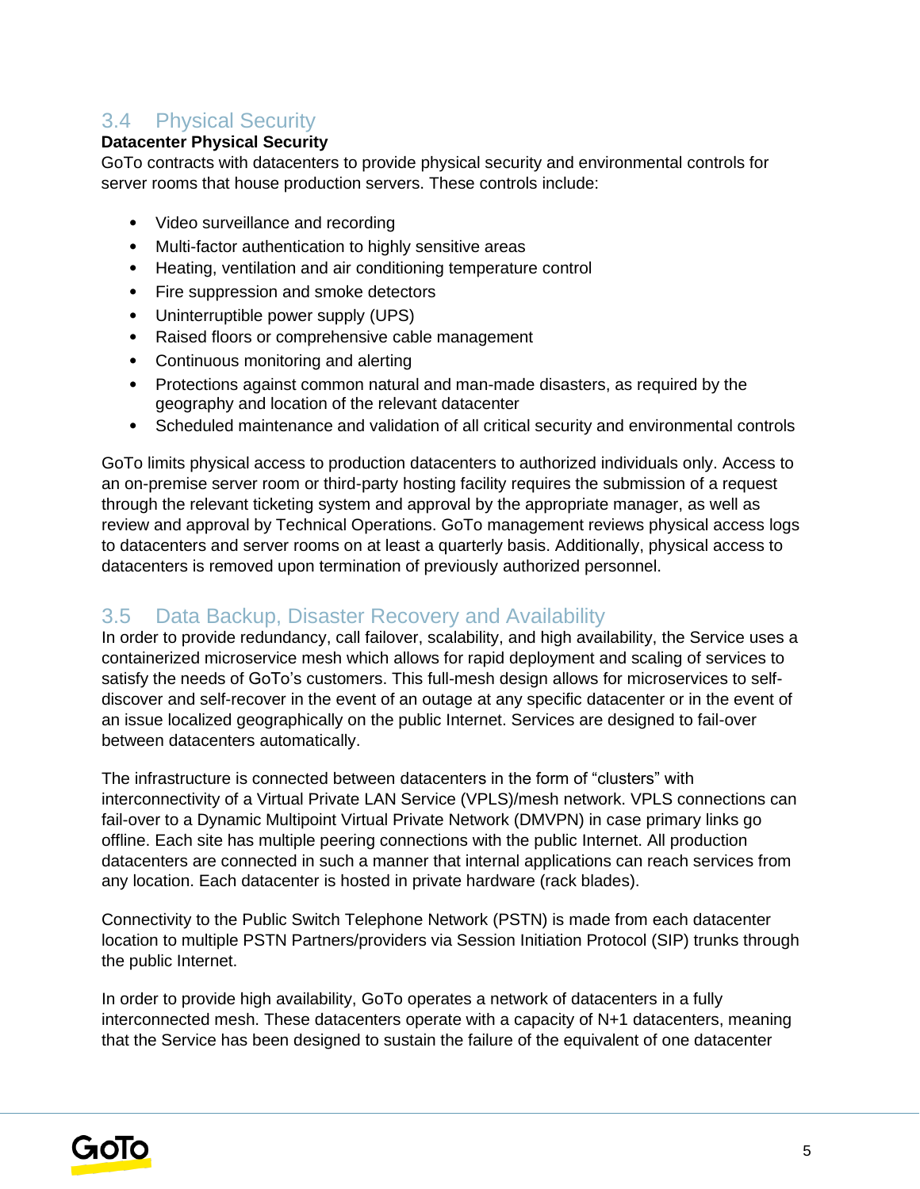## 3.4 Physical Security

**Datacenter Physical Security**

GoTo contracts with datacenters to provide physical security and environmental controls for server rooms that house production servers. These controls include:

- Video surveillance and recording
- Multi-factor authentication to highly sensitive areas
- Heating, ventilation and air conditioning temperature control
- Fire suppression and smoke detectors
- Uninterruptible power supply (UPS)
- Raised floors or comprehensive cable management
- Continuous monitoring and alerting
- Protections against common natural and man-made disasters, as required by the geography and location of the relevant datacenter
- Scheduled maintenance and validation of all critical security and environmental controls

GoTo limits physical access to production datacenters to authorized individuals only. Access to an on-premise server room or third-party hosting facility requires the submission of a request through the relevant ticketing system and approval by the appropriate manager, as well as review and approval by Technical Operations. GoTo management reviews physical access logs to datacenters and server rooms on at least a quarterly basis. Additionally, physical access to datacenters is removed upon termination of previously authorized personnel.

## 3.5 Data Backup, Disaster Recovery and Availability

In order to provide redundancy, call failover, scalability, and high availability, the Service uses a containerized microservice mesh which allows for rapid deployment and scaling of services to satisfy the needs of GoTo's customers. This full-mesh design allows for microservices to self-discover and self-recover in the event of an outage at any specific datacenter or in the event of an issue localized geographically on the public Internet. Services are designed to fail-over between datacenters automatically.

The infrastructure is connected between datacenters in the form of "clusters" with interconnectivity of a Virtual Private LAN Service (VPLS)/mesh network. VPLS connections can fail-over to a Dynamic Multipoint Virtual Private Network (DMVPN) in case primary links go offline. Each site has multiple peering connections with the public Internet. All production datacenters are connected in such a manner that internal applications can reach services from any location. Each datacenter is hosted in private hardware (rack blades).

Connectivity to the Public Switch Telephone Network (PSTN) is made from each datacenter location to multiple PSTN Partners/providers via Session Initiation Protocol (SIP) trunks through the public Internet.

In order to provide high availability, GoTo operates a network of datacenters in a fully interconnected mesh. These datacenters operate with a capacity of N+1 datacenters, meaning that the Service has been designed to sustain the failure of the equivalent of one datacenter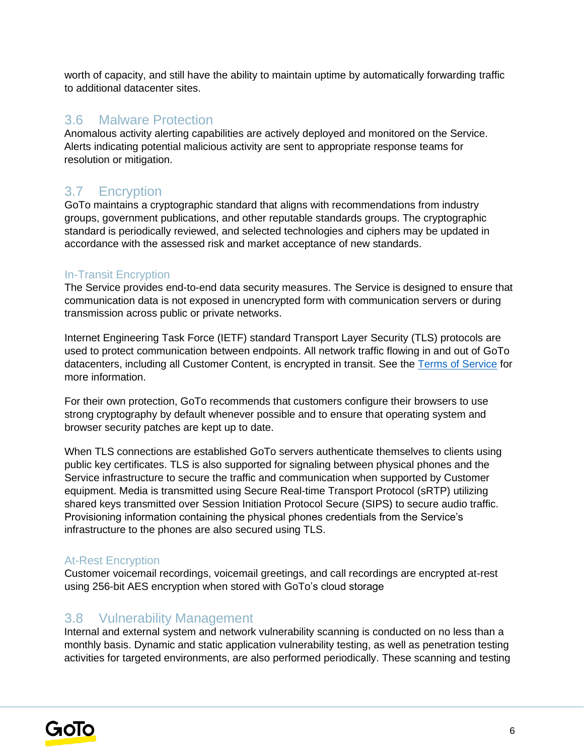worth of capacity, and still have the ability to maintain uptime by automatically forwarding traffic to additional datacenter sites.

## 3.6 Malware Protection

Anomalous activity alerting capabilities are actively deployed and monitored on the Service. Alerts indicating potential malicious activity are sent to appropriate response teams for resolution or mitigation.

## 3.7 Encryption

GoTo maintains a cryptographic standard that aligns with recommendations from industry groups, government publications, and other reputable standards groups. The cryptographic standard is periodically reviewed, and selected technologies and ciphers may be updated in accordance with the assessed risk and market acceptance of new standards.

### In-Transit Encryption

The Service provides end-to-end data security measures. The Service is designed to ensure that communication data is not exposed in unencrypted form with communication servers or during transmission across public or private networks.

Internet Engineering Task Force (IETF) standard Transport Layer Security (TLS) protocols are used to protect communication between endpoints. All network traffic flowing in and out of GoTo datacenters, including all Customer Content, is encrypted in transit. See the Terms of Service for more information.

For their own protection, GoTo recommends that customers configure their browsers to use strong cryptography by default whenever possible and to ensure that operating system and browser security patches are kept up to date.

When TLS connections are established GoTo servers authenticate themselves to clients using public key certificates. TLS is also supported for signaling between physical phones and the Service infrastructure to secure the traffic and communication when supported by Customer equipment. Media is transmitted using Secure Real-time Transport Protocol (sRTP) utilizing shared keys transmitted over Session Initiation Protocol Secure (SIPS) to secure audio traffic. Provisioning information containing the physical phones credentials from the Service's infrastructure to the phones are also secured using TLS.

### At-Rest Encryption

Customer voicemail recordings, voicemail greetings, and call recordings are encrypted at-rest using 256-bit AES encryption when stored with GoTo's cloud storage

## 3.8 Vulnerability Management

Internal and external system and network vulnerability scanning is conducted on no less than a monthly basis. Dynamic and static application vulnerability testing, as well as penetration testing activities for targeted environments, are also performed periodically. These scanning and testing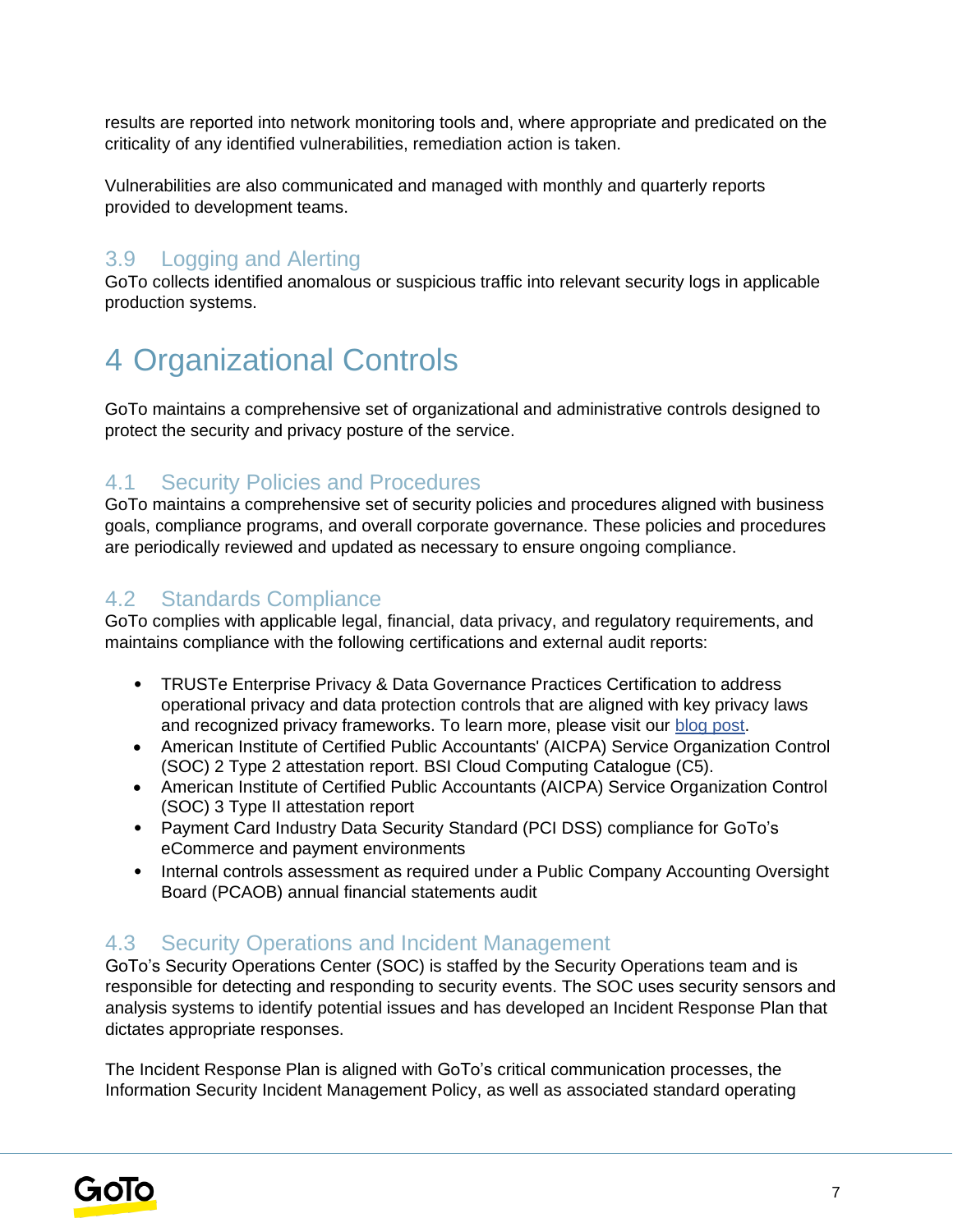results are reported into network monitoring tools and, where appropriate and predicated on the criticality of any identified vulnerabilities, remediation action is taken.

Vulnerabilities are also communicated and managed with monthly and quarterly reports provided to development teams.

### 3.9 Logging and Alerting

GoTo collects identified anomalous or suspicious traffic into relevant security logs in applicable production systems.

# 4 Organizational Controls

GoTo maintains a comprehensive set of organizational and administrative controls designed to protect the security and privacy posture of the service.

### 4.1 Security Policies and Procedures

GoTo maintains a comprehensive set of security policies and procedures aligned with business goals, compliance programs, and overall corporate governance. These policies and procedures are periodically reviewed and updated as necessary to ensure ongoing compliance.

### 4.2 Standards Compliance

GoTo complies with applicable legal, financial, data privacy, and regulatory requirements, and maintains compliance with the following certifications and external audit reports:

- TRUSTe Enterprise Privacy & Data Governance Practices Certification to address operational privacy and data protection controls that are aligned with key privacy laws and recognized privacy frameworks. To learn more, please visit our blog post.
- American Institute of Certified Public Accountants' (AICPA) Service Organization Control (SOC) 2 Type 2 attestation report. BSI Cloud Computing Catalogue (C5).
- American Institute of Certified Public Accountants (AICPA) Service Organization Control (SOC) 3 Type II attestation report
- Payment Card Industry Data Security Standard (PCI DSS) compliance for GoTo's eCommerce and payment environments
- Internal controls assessment as required under a Public Company Accounting Oversight Board (PCAOB) annual financial statements audit

### 4.3 Security Operations and Incident Management

GoTo's Security Operations Center (SOC) is staffed by the Security Operations team and is responsible for detecting and responding to security events. The SOC uses security sensors and analysis systems to identify potential issues and has developed an Incident Response Plan that dictates appropriate responses.

The Incident Response Plan is aligned with GoTo's critical communication processes, the Information Security Incident Management Policy, as well as associated standard operating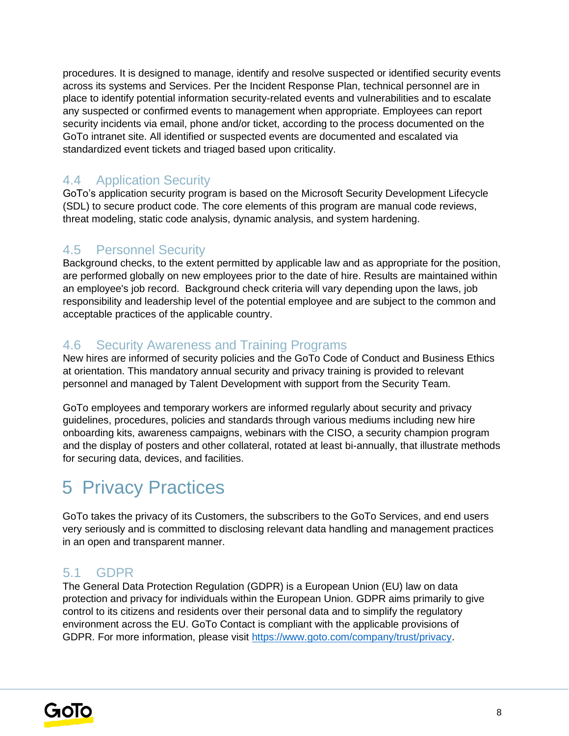procedures. It is designed to manage, identify and resolve suspected or identified security events across its systems and Services. Per the Incident Response Plan, technical personnel are in place to identify potential information security-related events and vulnerabilities and to escalate any suspected or confirmed events to management when appropriate. Employees can report security incidents via email, phone and/or ticket, according to the process documented on the GoTo intranet site. All identified or suspected events are documented and escalated via standardized event tickets and triaged based upon criticality.

### 4.4 Application Security

GoTo's application security program is based on the Microsoft Security Development Lifecycle (SDL) to secure product code. The core elements of this program are manual code reviews, threat modeling, static code analysis, dynamic analysis, and system hardening.

### 4.5 Personnel Security

Background checks, to the extent permitted by applicable law and as appropriate for the position, are performed globally on new employees prior to the date of hire. Results are maintained within an employee's job record. Background check criteria will vary depending upon the laws, job responsibility and leadership level of the potential employee and are subject to the common and acceptable practices of the applicable country.

### 4.6 Security Awareness and Training Programs

New hires are informed of security policies and the GoTo Code of Conduct and Business Ethics at orientation. This mandatory annual security and privacy training is provided to relevant personnel and managed by Talent Development with support from the Security Team.

GoTo employees and temporary workers are informed regularly about security and privacy guidelines, procedures, policies and standards through various mediums including new hire onboarding kits, awareness campaigns, webinars with the CISO, a security champion program and the display of posters and other collateral, rotated at least bi-annually, that illustrate methods for securing data, devices, and facilities.

## 5 Privacy Practices

GoTo takes the privacy of its Customers, the subscribers to the GoTo Services, and end users very seriously and is committed to disclosing relevant data handling and management practices in an open and transparent manner.

### 5.1 GDPR

The General Data Protection Regulation (GDPR) is a European Union (EU) law on data protection and privacy for individuals within the European Union. GDPR aims primarily to give control to its citizens and residents over their personal data and to simplify the regulatory environment across the EU. GoTo Contact is compliant with the applicable provisions of GDPR. For more information, please visit https://www.goto.com/company/trust/privacy.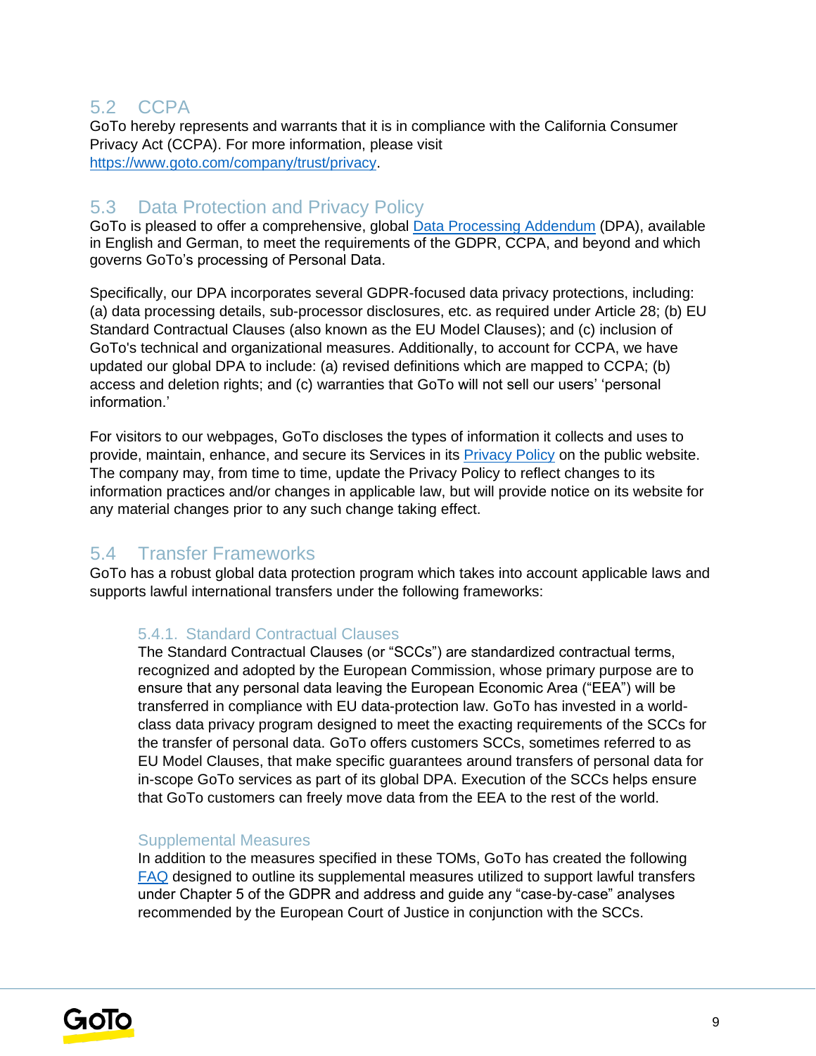## 5.2 CCPA

GoTo hereby represents and warrants that it is in compliance with the California Consumer Privacy Act (CCPA). For more information, please visit https://www.goto.com/company/trust/privacy.

## 5.3 Data Protection and Privacy Policy

GoTo is pleased to offer a comprehensive, global Data Processing Addendum (DPA), available in English and German, to meet the requirements of the GDPR, CCPA, and beyond and which governs GoTo's processing of Personal Data.

Specifically, our DPA incorporates several GDPR-focused data privacy protections, including: (a) data processing details, sub-processor disclosures, etc. as required under Article 28; (b) EU Standard Contractual Clauses (also known as the EU Model Clauses); and (c) inclusion of GoTo's technical and organizational measures. Additionally, to account for CCPA, we have updated our global DPA to include: (a) revised definitions which are mapped to CCPA; (b) access and deletion rights; and (c) warranties that GoTo will not sell our users' 'personal information.'

For visitors to our webpages, GoTo discloses the types of information it collects and uses to provide, maintain, enhance, and secure its Services in its Privacy Policy on the public website. The company may, from time to time, update the Privacy Policy to reflect changes to its information practices and/or changes in applicable law, but will provide notice on its website for any material changes prior to any such change taking effect.

## 5.4 Transfer Frameworks

GoTo has a robust global data protection program which takes into account applicable laws and supports lawful international transfers under the following frameworks:

### 5.4.1. Standard Contractual Clauses

The Standard Contractual Clauses (or "SCCs") are standardized contractual terms, recognized and adopted by the European Commission, whose primary purpose are to ensure that any personal data leaving the European Economic Area ("EEA") will be transferred in compliance with EU data-protection law. GoTo has invested in a world-class data privacy program designed to meet the exacting requirements of the SCCs for the transfer of personal data. GoTo offers customers SCCs, sometimes referred to as EU Model Clauses, that make specific guarantees around transfers of personal data for in-scope GoTo services as part of its global DPA. Execution of the SCCs helps ensure that GoTo customers can freely move data from the EEA to the rest of the world.

### Supplemental Measures

In addition to the measures specified in these TOMs, GoTo has created the following FAQ designed to outline its supplemental measures utilized to support lawful transfers under Chapter 5 of the GDPR and address and guide any "case-by-case" analyses recommended by the European Court of Justice in conjunction with the SCCs.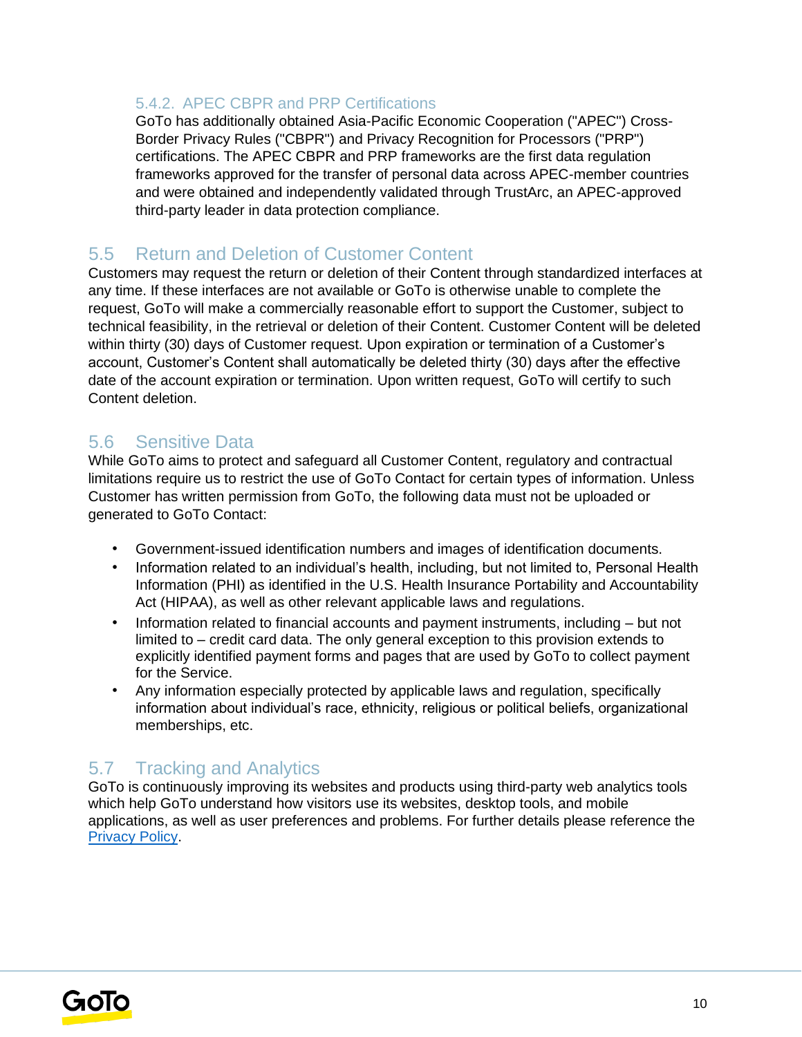#### 5.4.2. APEC CBPR and PRP Certifications

GoTo has additionally obtained Asia-Pacific Economic Cooperation ("APEC") Cross-Border Privacy Rules ("CBPR") and Privacy Recognition for Processors ("PRP") certifications. The APEC CBPR and PRP frameworks are the first data regulation frameworks approved for the transfer of personal data across APEC-member countries and were obtained and independently validated through TrustArc, an APEC-approved third-party leader in data protection compliance.

### 5.5 Return and Deletion of Customer Content

Customers may request the return or deletion of their Content through standardized interfaces at any time. If these interfaces are not available or GoTo is otherwise unable to complete the request, GoTo will make a commercially reasonable effort to support the Customer, subject to technical feasibility, in the retrieval or deletion of their Content. Customer Content will be deleted within thirty (30) days of Customer request. Upon expiration or termination of a Customer's account, Customer's Content shall automatically be deleted thirty (30) days after the effective date of the account expiration or termination. Upon written request, GoTo will certify to such Content deletion.

### 5.6 Sensitive Data

While GoTo aims to protect and safeguard all Customer Content, regulatory and contractual limitations require us to restrict the use of GoTo Contact for certain types of information. Unless Customer has written permission from GoTo, the following data must not be uploaded or generated to GoTo Contact:

- Government-issued identification numbers and images of identification documents.
- Information related to an individual's health, including, but not limited to, Personal Health Information (PHI) as identified in the U.S. Health Insurance Portability and Accountability Act (HIPAA), as well as other relevant applicable laws and regulations.
- Information related to financial accounts and payment instruments, including – but not limited to – credit card data. The only general exception to this provision extends to explicitly identified payment forms and pages that are used by GoTo to collect payment for the Service.
- Any information especially protected by applicable laws and regulation, specifically information about individual's race, ethnicity, religious or political beliefs, organizational memberships, etc.

### 5.7 Tracking and Analytics

GoTo is continuously improving its websites and products using third-party web analytics tools which help GoTo understand how visitors use its websites, desktop tools, and mobile applications, as well as user preferences and problems. For further details please reference the Privacy Policy.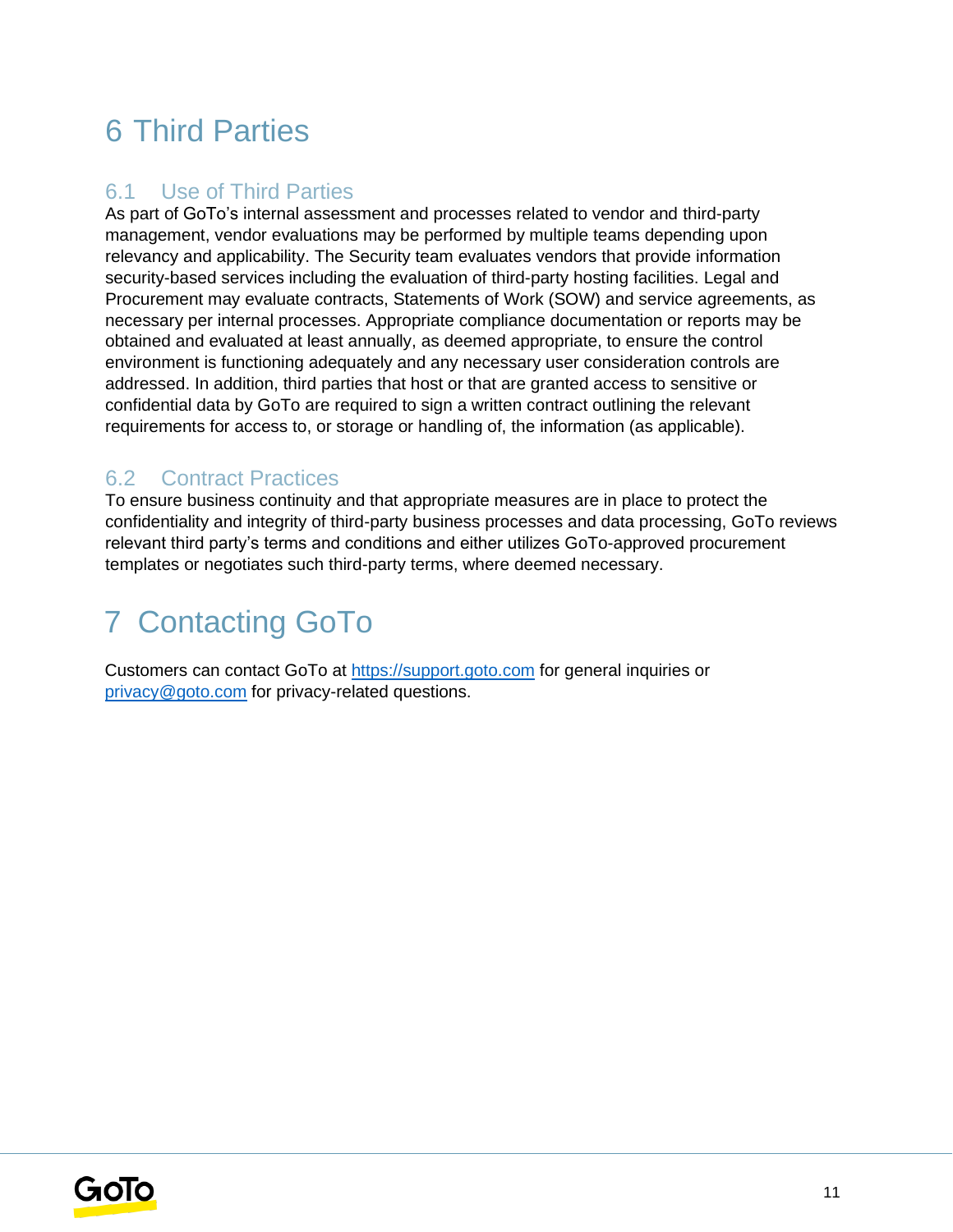# 6 Third Parties

## 6.1 Use of Third Parties

As part of GoTo's internal assessment and processes related to vendor and third-party management, vendor evaluations may be performed by multiple teams depending upon relevancy and applicability. The Security team evaluates vendors that provide information security-based services including the evaluation of third-party hosting facilities. Legal and Procurement may evaluate contracts, Statements of Work (SOW) and service agreements, as necessary per internal processes. Appropriate compliance documentation or reports may be obtained and evaluated at least annually, as deemed appropriate, to ensure the control environment is functioning adequately and any necessary user consideration controls are addressed. In addition, third parties that host or that are granted access to sensitive or confidential data by GoTo are required to sign a written contract outlining the relevant requirements for access to, or storage or handling of, the information (as applicable).

## 6.2 Contract Practices

To ensure business continuity and that appropriate measures are in place to protect the confidentiality and integrity of third-party business processes and data processing, GoTo reviews relevant third party's terms and conditions and either utilizes GoTo-approved procurement templates or negotiates such third-party terms, where deemed necessary.

# 7 Contacting GoTo

Customers can contact GoTo at https://support.goto.com for general inquiries or privacy@goto.com for privacy-related questions.